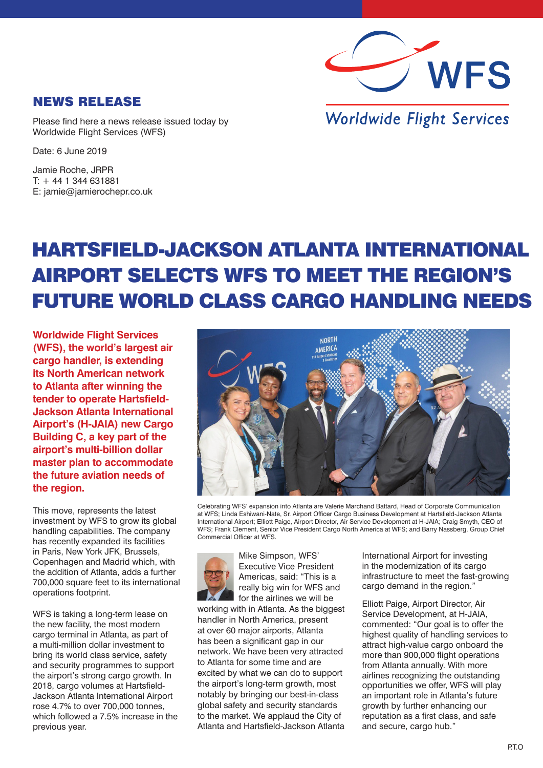## NEWS RELEASE

Please find here a news release issued today by Worldwide Flight Services (WFS)

Date: 6 June 2019

Jamie Roche, JRPR
T: + 44 1 344 631881
E: jamie@jamierochepr.co.uk

# HARTSFIELD-JACKSON ATLANTA INTERNATIONAL AIRPORT SELECTS WFS TO MEET THE REGION'S FUTURE WORLD CLASS CARGO HANDLING NEEDS

**Worldwide Flight Services (WFS), the world's largest air cargo handler, is extending its North American network to Atlanta after winning the tender to operate Hartsfield-Jackson Atlanta International Airport's (H-JAIA) new Cargo Building C, a key part of the airport's multi-billion dollar master plan to accommodate the future aviation needs of the region.**

This move, represents the latest investment by WFS to grow its global handling capabilities. The company has recently expanded its facilities in Paris, New York JFK, Brussels, Copenhagen and Madrid which, with the addition of Atlanta, adds a further 700,000 square feet to its international operations footprint.

WFS is taking a long-term lease on the new facility, the most modern cargo terminal in Atlanta, as part of a multi-million dollar investment to bring its world class service, safety and security programmes to support the airport's strong cargo growth. In 2018, cargo volumes at Hartsfield-Jackson Atlanta International Airport rose 4.7% to over 700,000 tonnes, which followed a 7.5% increase in the previous year.

Celebrating WFS' expansion into Atlanta are Valerie Marchand Battard, Head of Corporate Communication at WFS; Linda Eshiwani-Nate, Sr. Airport Officer Cargo Business Development at Hartsfield-Jackson Atlanta International Airport; Elliott Paige, Airport Director, Air Service Development at H-JAIA; Craig Smyth, CEO of WFS; Frank Clement, Senior Vice President Cargo North America at WFS; and Barry Nassberg, Group Chief Commercial Officer at WFS.

Mike Simpson, WFS' Executive Vice President Americas, said: "This is a really big win for WFS and for the airlines we will be working with in Atlanta. As the biggest handler in North America, present at over 60 major airports, Atlanta has been a significant gap in our network. We have been very attracted to Atlanta for some time and are excited by what we can do to support the airport's long-term growth, most notably by bringing our best-in-class global safety and security standards to the market. We applaud the City of Atlanta and Hartsfield-Jackson Atlanta International Airport for investing in the modernization of its cargo infrastructure to meet the fast-growing cargo demand in the region."

Elliott Paige, Airport Director, Air Service Development, at H-JAIA, commented: "Our goal is to offer the highest quality of handling services to attract high-value cargo onboard the more than 900,000 flight operations from Atlanta annually. With more airlines recognizing the outstanding opportunities we offer, WFS will play an important role in Atlanta's future growth by further enhancing our reputation as a first class, and safe and secure, cargo hub."

P.T.O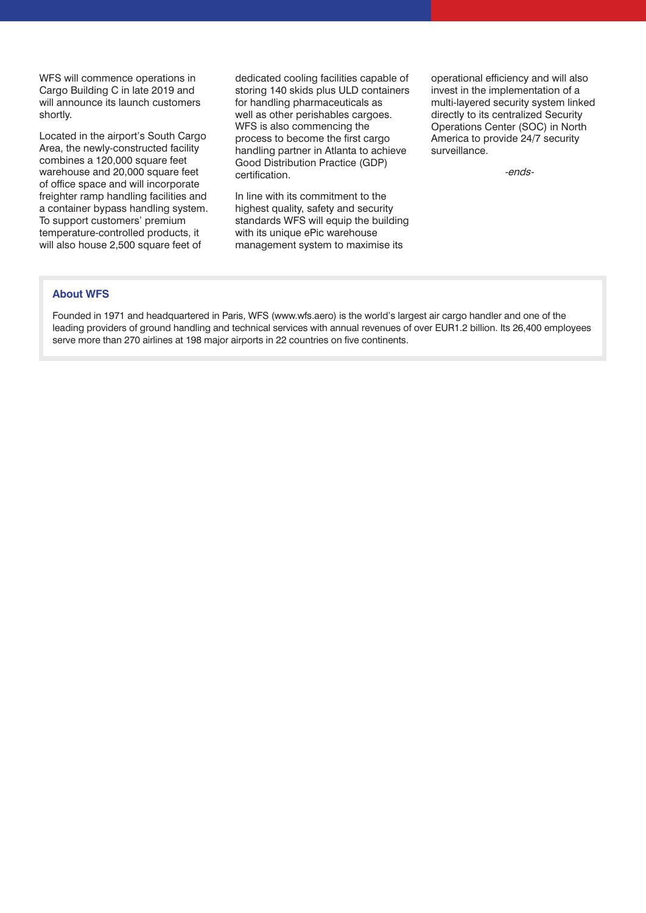WFS will commence operations in Cargo Building C in late 2019 and will announce its launch customers shortly.

Located in the airport's South Cargo Area, the newly-constructed facility combines a 120,000 square feet warehouse and 20,000 square feet of office space and will incorporate freighter ramp handling facilities and a container bypass handling system. To support customers' premium temperature-controlled products, it will also house 2,500 square feet of dedicated cooling facilities capable of storing 140 skids plus ULD containers for handling pharmaceuticals as well as other perishables cargoes. WFS is also commencing the process to become the first cargo handling partner in Atlanta to achieve Good Distribution Practice (GDP) certification.

In line with its commitment to the highest quality, safety and security standards WFS will equip the building with its unique ePic warehouse management system to maximise its operational efficiency and will also invest in the implementation of a multi-layered security system linked directly to its centralized Security Operations Center (SOC) in North America to provide 24/7 security surveillance.

*-ends-*

## About WFS

Founded in 1971 and headquartered in Paris, WFS (www.wfs.aero) is the world's largest air cargo handler and one of the leading providers of ground handling and technical services with annual revenues of over EUR1.2 billion. Its 26,400 employees serve more than 270 airlines at 198 major airports in 22 countries on five continents.